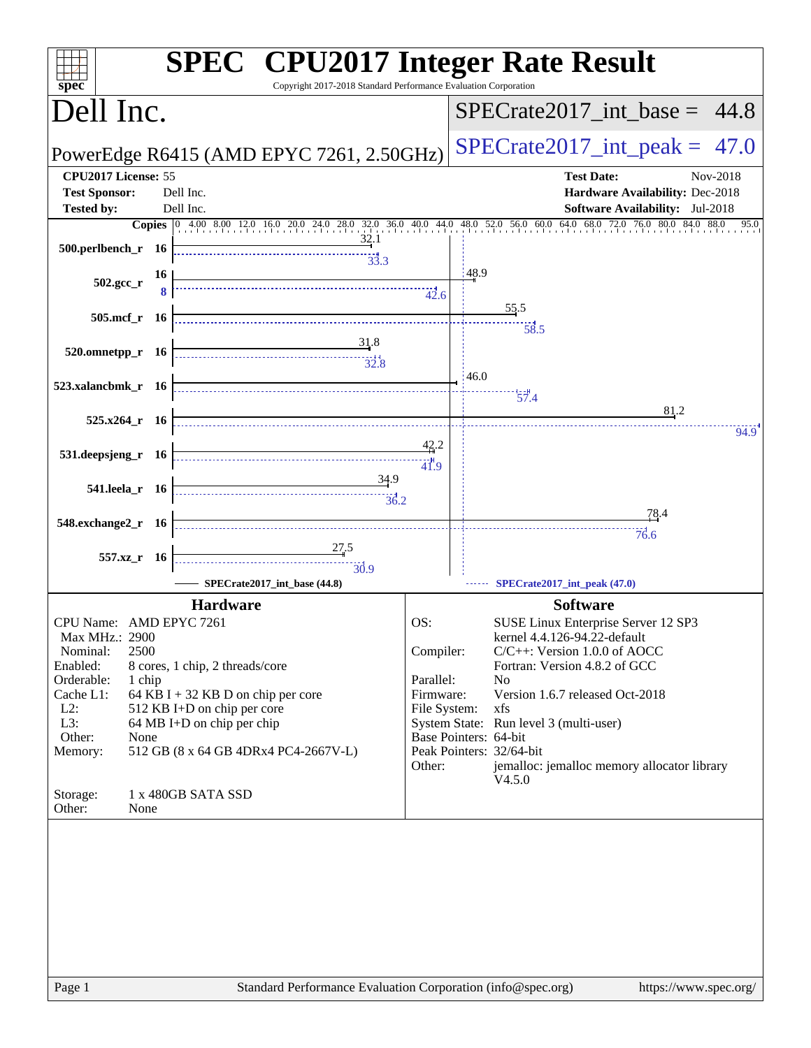# SPEC CPU2017 Integer Rate Result

Copyright 2017-2018 Standard Performance Evaluation Corporation

## Dell Inc.

**PowerEdge R6415 (AMD EPYC 7261, 2.50GHz)**

**SPECrate2017_int_base = 44.8**

**SPECrate2017_int_peak = 47.0**

| | | | |
|---|---|---|---|
| **CPU2017 License:** | 55 | **Test Date:** | Nov-2018 |
| **Test Sponsor:** | Dell Inc. | **Hardware Availability:** | Dec-2018 |
| **Tested by:** | Dell Inc. | **Software Availability:** | Jul-2018 |

| Benchmark | Copies (Base) | Base | Copies (Peak) | Peak |
|---|---|---|---|---|
| 500.perlbench_r | 16 | 32.1 | 16 | 33.3 |
| 502.gcc_r | 16 | 48.9 | 8 | 42.6 |
| 505.mcf_r | 16 | 55.5 | 16 | 58.5 |
| 520.omnetpp_r | 16 | 31.8 | 16 | 32.8 |
| 523.xalancbmk_r | 16 | 46.0 | 16 | 57.4 |
| 525.x264_r | 16 | 81.2 | 16 | 94.9 |
| 531.deepsjeng_r | 16 | 42.2 | 16 | 41.9 |
| 541.leela_r | 16 | 34.9 | 16 | 36.2 |
| 548.exchange2_r | 16 | 78.4 | 16 | 76.6 |
| 557.xz_r | 16 | 27.5 | 16 | 30.9 |

SPECrate2017_int_base (44.8) — SPECrate2017_int_peak (47.0)

### Hardware

| | |
|---|---|
| CPU Name: | AMD EPYC 7261 |
| Max MHz.: | 2900 |
| Nominal: | 2500 |
| Enabled: | 8 cores, 1 chip, 2 threads/core |
| Orderable: | 1 chip |
| Cache L1: | 64 KB I + 32 KB D on chip per core |
| L2: | 512 KB I+D on chip per core |
| L3: | 64 MB I+D on chip per chip |
| Other: | None |
| Memory: | 512 GB (8 x 64 GB 4DRx4 PC4-2667V-L) |
| Storage: | 1 x 480GB SATA SSD |
| Other: | None |

### Software

| | |
|---|---|
| OS: | SUSE Linux Enterprise Server 12 SP3<br>kernel 4.4.126-94.22-default |
| Compiler: | C/C++: Version 1.0.0 of AOCC<br>Fortran: Version 4.8.2 of GCC |
| Parallel: | No |
| Firmware: | Version 1.6.7 released Oct-2018 |
| File System: | xfs |
| System State: | Run level 3 (multi-user) |
| Base Pointers: | 64-bit |
| Peak Pointers: | 32/64-bit |
| Other: | jemalloc: jemalloc memory allocator library V4.5.0 |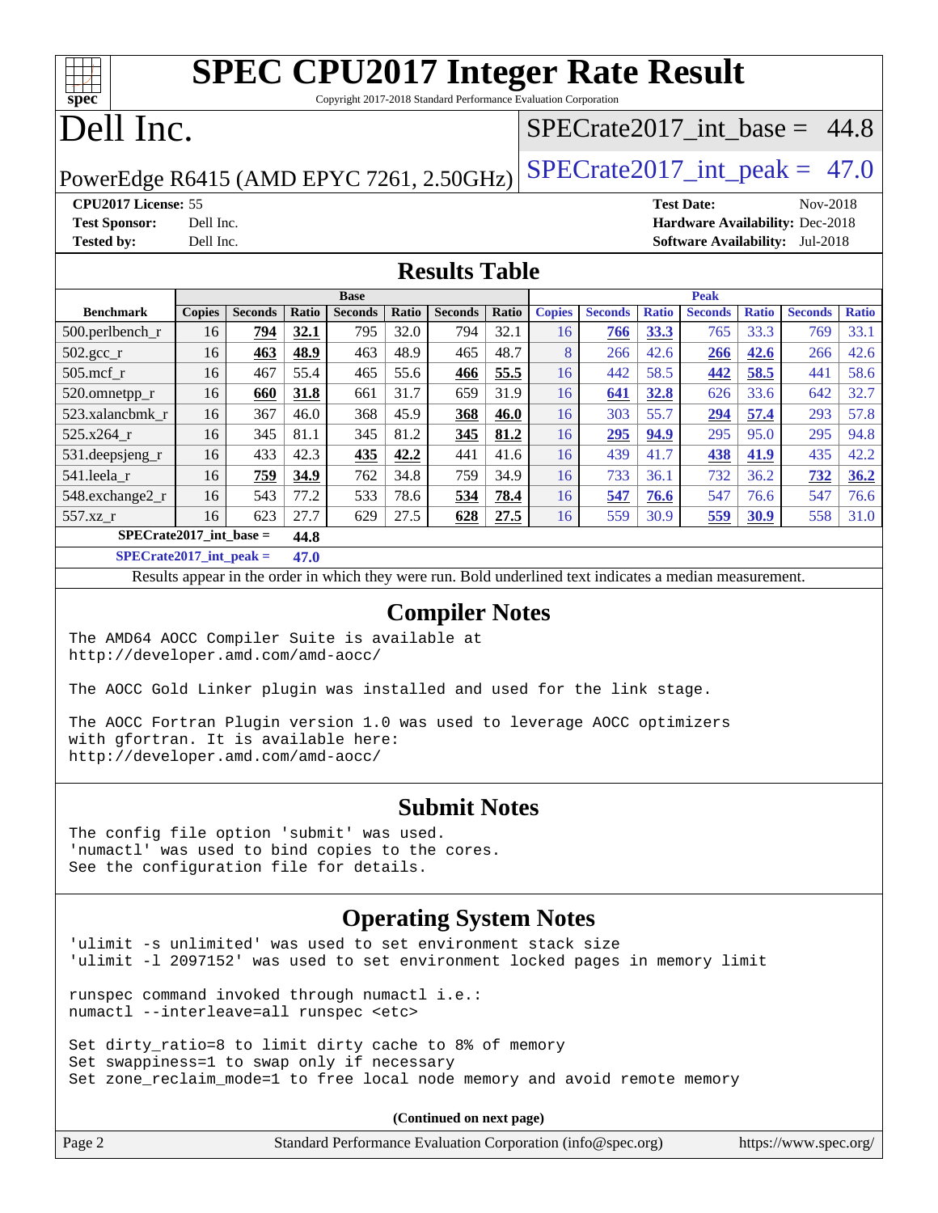# SPEC CPU2017 Integer Rate Result

Copyright 2017-2018 Standard Performance Evaluation Corporation

# Dell Inc.

PowerEdge R6415 (AMD EPYC 7261, 2.50GHz)

SPECrate2017_int_base = 44.8

SPECrate2017_int_peak = 47.0

**CPU2017 License:** 55
**Test Sponsor:** Dell Inc.
**Tested by:** Dell Inc.

**Test Date:** Nov-2018
**Hardware Availability:** Dec-2018
**Software Availability:** Jul-2018

## Results Table

| | Base | | | | | | | Peak | | | | | | |
|---|---|---|---|---|---|---|---|---|---|---|---|---|---|---|
| **Benchmark** | **Copies** | **Seconds** | **Ratio** | **Seconds** | **Ratio** | **Seconds** | **Ratio** | **Copies** | **Seconds** | **Ratio** | **Seconds** | **Ratio** | **Seconds** | **Ratio** |
| 500.perlbench_r | 16 | **794** | **32.1** | 795 | 32.0 | 794 | 32.1 | 16 | **766** | **33.3** | 765 | 33.3 | 769 | 33.1 |
| 502.gcc_r | 16 | **463** | **48.9** | 463 | 48.9 | 465 | 48.7 | 8 | 266 | 42.6 | **266** | **42.6** | 266 | 42.6 |
| 505.mcf_r | 16 | 467 | 55.4 | 465 | 55.6 | **466** | **55.5** | 16 | 442 | 58.5 | **442** | **58.5** | 441 | 58.6 |
| 520.omnetpp_r | 16 | **660** | **31.8** | 661 | 31.7 | 659 | 31.9 | 16 | **641** | **32.8** | 626 | 33.6 | 642 | 32.7 |
| 523.xalancbmk_r | 16 | 367 | 46.0 | 368 | 45.9 | **368** | **46.0** | 16 | 303 | 55.7 | **294** | **57.4** | 293 | 57.8 |
| 525.x264_r | 16 | 345 | 81.1 | 345 | 81.2 | **345** | **81.2** | 16 | **295** | **94.9** | 295 | 95.0 | 295 | 94.8 |
| 531.deepsjeng_r | 16 | 433 | 42.3 | **435** | **42.2** | 441 | 41.6 | 16 | 439 | 41.7 | **438** | **41.9** | 435 | 42.2 |
| 541.leela_r | 16 | **759** | **34.9** | 762 | 34.8 | 759 | 34.9 | 16 | 733 | 36.1 | 732 | 36.2 | **732** | **36.2** |
| 548.exchange2_r | 16 | 543 | 77.2 | 533 | 78.6 | **534** | **78.4** | 16 | **547** | **76.6** | 547 | 76.6 | 547 | 76.6 |
| 557.xz_r | 16 | 623 | 27.7 | 629 | 27.5 | **628** | **27.5** | 16 | 559 | 30.9 | **559** | **30.9** | 558 | 31.0 |

**SPECrate2017_int_base = 44.8**

**SPECrate2017_int_peak = 47.0**

Results appear in the order in which they were run. Bold underlined text indicates a median measurement.

## Compiler Notes

```
The AMD64 AOCC Compiler Suite is available at
http://developer.amd.com/amd-aocc/

The AOCC Gold Linker plugin was installed and used for the link stage.

The AOCC Fortran Plugin version 1.0 was used to leverage AOCC optimizers
with gfortran. It is available here:
http://developer.amd.com/amd-aocc/
```

## Submit Notes

```
The config file option 'submit' was used.
'numactl' was used to bind copies to the cores.
See the configuration file for details.
```

## Operating System Notes

```
'ulimit -s unlimited' was used to set environment stack size
'ulimit -l 2097152' was used to set environment locked pages in memory limit

runspec command invoked through numactl i.e.:
numactl --interleave=all runspec <etc>

Set dirty_ratio=8 to limit dirty cache to 8% of memory
Set swappiness=1 to swap only if necessary
Set zone_reclaim_mode=1 to free local node memory and avoid remote memory
```

(Continued on next page)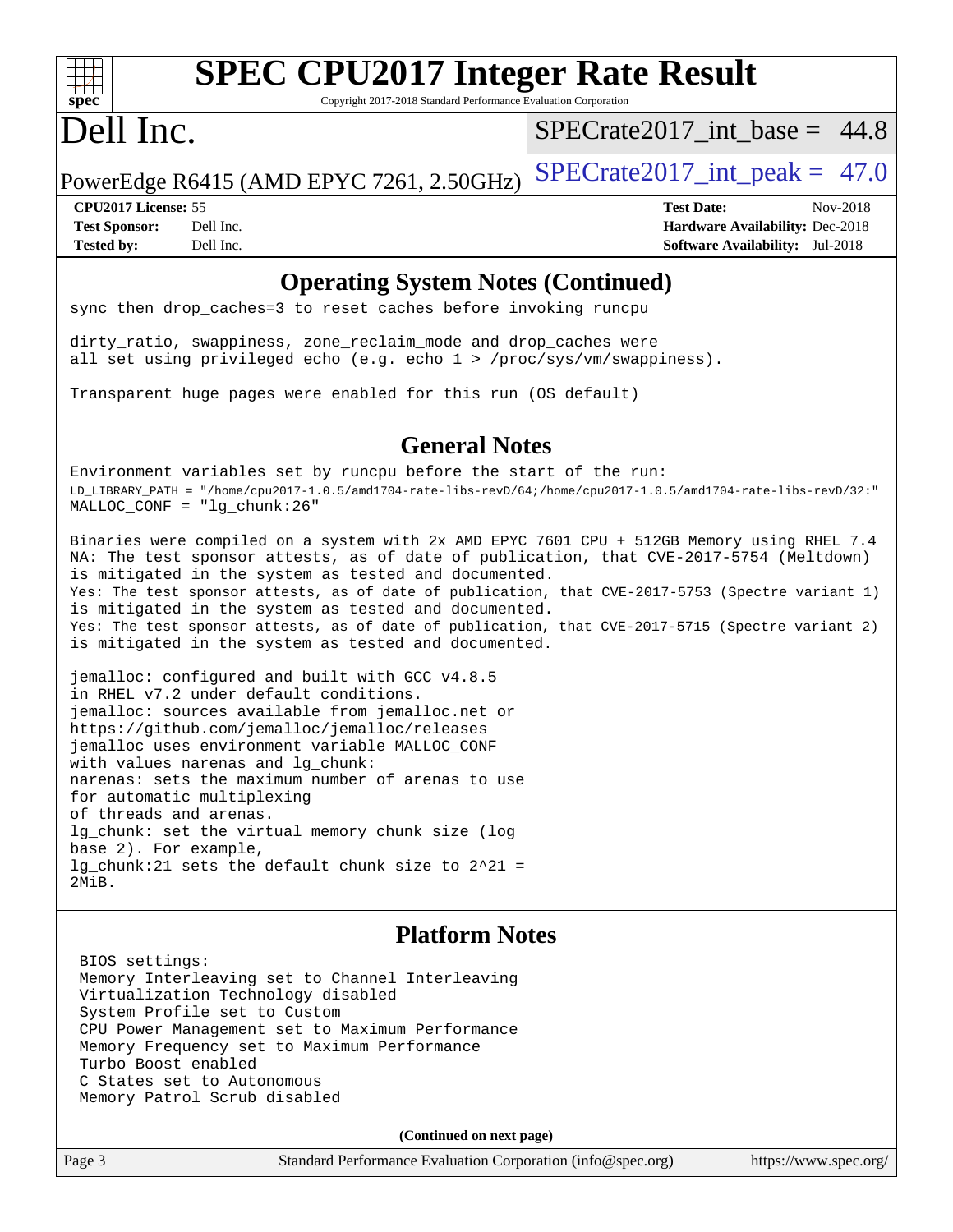## Operating System Notes (Continued)

```
sync then drop_caches=3 to reset caches before invoking runcpu

dirty_ratio, swappiness, zone_reclaim_mode and drop_caches were
all set using privileged echo (e.g. echo 1 > /proc/sys/vm/swappiness).

Transparent huge pages were enabled for this run (OS default)
```

## General Notes

```
Environment variables set by runcpu before the start of the run:
LD_LIBRARY_PATH = "/home/cpu2017-1.0.5/amd1704-rate-libs-revD/64;/home/cpu2017-1.0.5/amd1704-rate-libs-revD/32:"
MALLOC_CONF = "lg_chunk:26"

Binaries were compiled on a system with 2x AMD EPYC 7601 CPU + 512GB Memory using RHEL 7.4
NA: The test sponsor attests, as of date of publication, that CVE-2017-5754 (Meltdown)
is mitigated in the system as tested and documented.
Yes: The test sponsor attests, as of date of publication, that CVE-2017-5753 (Spectre variant 1)
is mitigated in the system as tested and documented.
Yes: The test sponsor attests, as of date of publication, that CVE-2017-5715 (Spectre variant 2)
is mitigated in the system as tested and documented.

jemalloc: configured and built with GCC v4.8.5
in RHEL v7.2 under default conditions.
jemalloc: sources available from jemalloc.net or
https://github.com/jemalloc/jemalloc/releases
jemalloc uses environment variable MALLOC_CONF
with values narenas and lg_chunk:
narenas: sets the maximum number of arenas to use
for automatic multiplexing
of threads and arenas.
lg_chunk: set the virtual memory chunk size (log
base 2). For example,
lg_chunk:21 sets the default chunk size to 2^21 =
2MiB.
```

## Platform Notes

```
BIOS settings:
Memory Interleaving set to Channel Interleaving
Virtualization Technology disabled
System Profile set to Custom
CPU Power Management set to Maximum Performance
Memory Frequency set to Maximum Performance
Turbo Boost enabled
C States set to Autonomous
Memory Patrol Scrub disabled
```

**(Continued on next page)**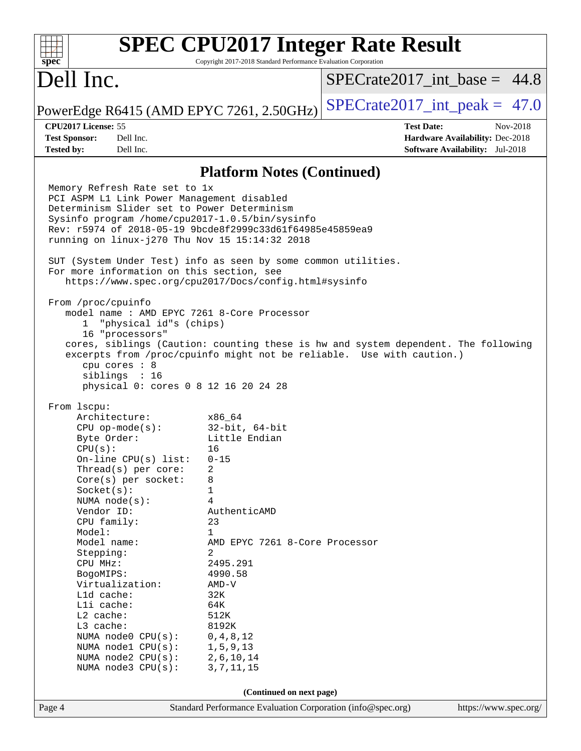## Platform Notes (Continued)

```
Memory Refresh Rate set to 1x
PCI ASPM L1 Link Power Management disabled
Determinism Slider set to Power Determinism
Sysinfo program /home/cpu2017-1.0.5/bin/sysinfo
Rev: r5974 of 2018-05-19 9bcde8f2999c33d61f64985e45859ea9
running on linux-j270 Thu Nov 15 15:14:32 2018

SUT (System Under Test) info as seen by some common utilities.
For more information on this section, see
   https://www.spec.org/cpu2017/Docs/config.html#sysinfo

From /proc/cpuinfo
   model name : AMD EPYC 7261 8-Core Processor
      1  "physical id"s (chips)
      16 "processors"
   cores, siblings (Caution: counting these is hw and system dependent. The following
   excerpts from /proc/cpuinfo might not be reliable.  Use with caution.)
      cpu cores : 8
      siblings  : 16
      physical 0: cores 0 8 12 16 20 24 28

From lscpu:
     Architecture:          x86_64
     CPU op-mode(s):        32-bit, 64-bit
     Byte Order:            Little Endian
     CPU(s):                16
     On-line CPU(s) list:   0-15
     Thread(s) per core:    2
     Core(s) per socket:    8
     Socket(s):             1
     NUMA node(s):          4
     Vendor ID:             AuthenticAMD
     CPU family:            23
     Model:                 1
     Model name:            AMD EPYC 7261 8-Core Processor
     Stepping:              2
     CPU MHz:               2495.291
     BogoMIPS:              4990.58
     Virtualization:        AMD-V
     L1d cache:             32K
     L1i cache:             64K
     L2 cache:              512K
     L3 cache:              8192K
     NUMA node0 CPU(s):     0,4,8,12
     NUMA node1 CPU(s):     1,5,9,13
     NUMA node2 CPU(s):     2,6,10,14
     NUMA node3 CPU(s):     3,7,11,15
```

(Continued on next page)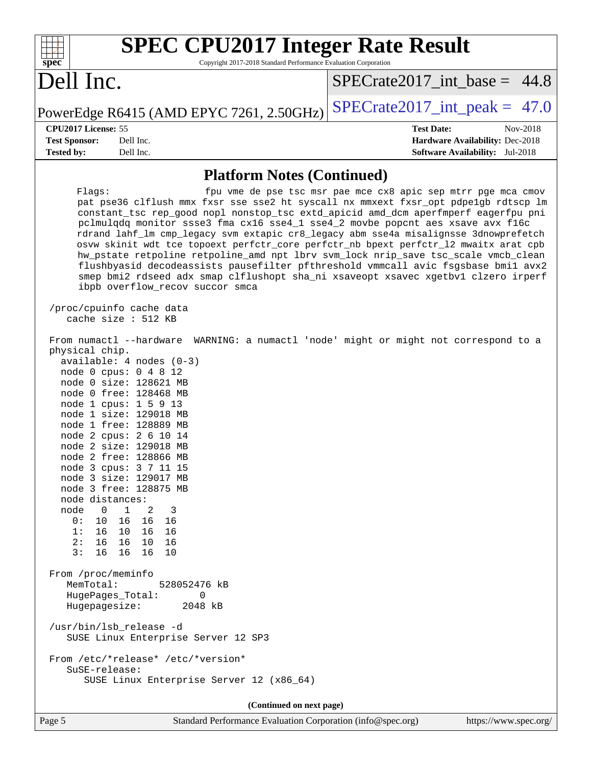# SPEC CPU2017 Integer Rate Result

Copyright 2017-2018 Standard Performance Evaluation Corporation

# Dell Inc.

PowerEdge R6415 (AMD EPYC 7261, 2.50GHz)

SPECrate2017_int_base = 44.8

SPECrate2017_int_peak = 47.0

**CPU2017 License:** 55
**Test Sponsor:** Dell Inc.
**Tested by:** Dell Inc.

**Test Date:** Nov-2018
**Hardware Availability:** Dec-2018
**Software Availability:** Jul-2018

## Platform Notes (Continued)

```
     Flags:                 fpu vme de pse tsc msr pae mce cx8 apic sep mtrr pge mca cmov
     pat pse36 clflush mmx fxsr sse sse2 ht syscall nx mmxext fxsr_opt pdpe1gb rdtscp lm
     constant_tsc rep_good nopl nonstop_tsc extd_apicid amd_dcm aperfmperf eagerfpu pni
     pclmulqdq monitor ssse3 fma cx16 sse4_1 sse4_2 movbe popcnt aes xsave avx f16c
     rdrand lahf_lm cmp_legacy svm extapic cr8_legacy abm sse4a misalignsse 3dnowprefetch
     osvw skinit wdt tce topoext perfctr_core perfctr_nb bpext perfctr_l2 mwaitx arat cpb
     hw_pstate retpoline retpoline_amd npt lbrv svm_lock nrip_save tsc_scale vmcb_clean
     flushbyasid decodeassists pausefilter pfthreshold vmmcall avic fsgsbase bmi1 avx2
     smep bmi2 rdseed adx smap clflushopt sha_ni xsaveopt xsavec xgetbv1 clzero irperf
     ibpb overflow_recov succor smca

 /proc/cpuinfo cache data
    cache size : 512 KB

 From numactl --hardware  WARNING: a numactl 'node' might or might not correspond to a
 physical chip.
   available: 4 nodes (0-3)
   node 0 cpus: 0 4 8 12
   node 0 size: 128621 MB
   node 0 free: 128468 MB
   node 1 cpus: 1 5 9 13
   node 1 size: 129018 MB
   node 1 free: 128889 MB
   node 2 cpus: 2 6 10 14
   node 2 size: 129018 MB
   node 2 free: 128866 MB
   node 3 cpus: 3 7 11 15
   node 3 size: 129017 MB
   node 3 free: 128875 MB
   node distances:
   node   0   1   2   3
     0:  10  16  16  16
     1:  16  10  16  16
     2:  16  16  10  16
     3:  16  16  16  10

 From /proc/meminfo
    MemTotal:       528052476 kB
    HugePages_Total:       0
    Hugepagesize:       2048 kB

 /usr/bin/lsb_release -d
    SUSE Linux Enterprise Server 12 SP3

 From /etc/*release* /etc/*version*
    SuSE-release:
       SUSE Linux Enterprise Server 12 (x86_64)
```

**(Continued on next page)**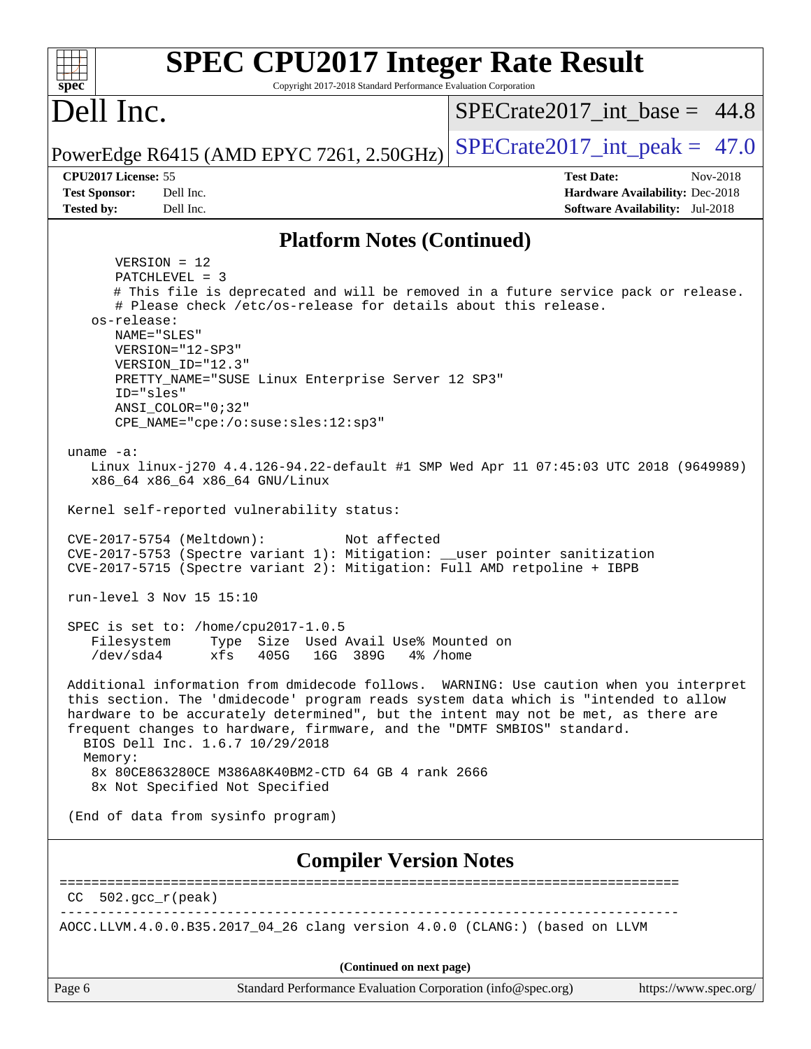## Platform Notes (Continued)

```
      VERSION = 12
      PATCHLEVEL = 3
      # This file is deprecated and will be removed in a future service pack or release.
      # Please check /etc/os-release for details about this release.
   os-release:
      NAME="SLES"
      VERSION="12-SP3"
      VERSION_ID="12.3"
      PRETTY_NAME="SUSE Linux Enterprise Server 12 SP3"
      ID="sles"
      ANSI_COLOR="0;32"
      CPE_NAME="cpe:/o:suse:sles:12:sp3"

uname -a:
   Linux linux-j270 4.4.126-94.22-default #1 SMP Wed Apr 11 07:45:03 UTC 2018 (9649989)
   x86_64 x86_64 x86_64 GNU/Linux

Kernel self-reported vulnerability status:

CVE-2017-5754 (Meltdown):          Not affected
CVE-2017-5753 (Spectre variant 1): Mitigation: __user pointer sanitization
CVE-2017-5715 (Spectre variant 2): Mitigation: Full AMD retpoline + IBPB

run-level 3 Nov 15 15:10

SPEC is set to: /home/cpu2017-1.0.5
   Filesystem     Type  Size  Used Avail Use% Mounted on
   /dev/sda4      xfs   405G   16G  389G   4% /home

Additional information from dmidecode follows.  WARNING: Use caution when you interpret
this section. The 'dmidecode' program reads system data which is "intended to allow
hardware to be accurately determined", but the intent may not be met, as there are
frequent changes to hardware, firmware, and the "DMTF SMBIOS" standard.
  BIOS Dell Inc. 1.6.7 10/29/2018
  Memory:
   8x 80CE863280CE M386A8K40BM2-CTD 64 GB 4 rank 2666
   8x Not Specified Not Specified

(End of data from sysinfo program)
```

## Compiler Version Notes

```
==============================================================================
CC  502.gcc_r(peak)
------------------------------------------------------------------------------
AOCC.LLVM.4.0.0.B35.2017_04_26 clang version 4.0.0 (CLANG:) (based on LLVM
```

(Continued on next page)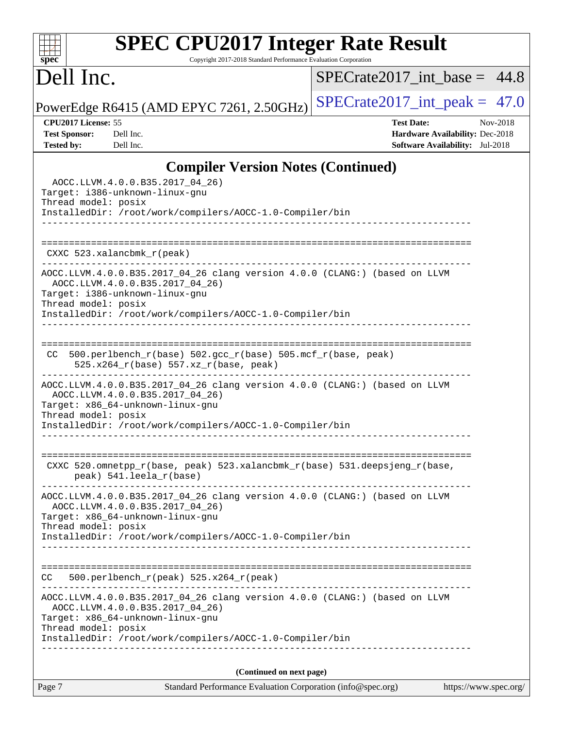## Compiler Version Notes (Continued)

```
  AOCC.LLVM.4.0.0.B35.2017_04_26)
Target: i386-unknown-linux-gnu
Thread model: posix
InstalledDir: /root/work/compilers/AOCC-1.0-Compiler/bin
------------------------------------------------------------------------------

==============================================================================
 CXXC 523.xalancbmk_r(peak)
------------------------------------------------------------------------------
AOCC.LLVM.4.0.0.B35.2017_04_26 clang version 4.0.0 (CLANG:) (based on LLVM
  AOCC.LLVM.4.0.0.B35.2017_04_26)
Target: i386-unknown-linux-gnu
Thread model: posix
InstalledDir: /root/work/compilers/AOCC-1.0-Compiler/bin
------------------------------------------------------------------------------

==============================================================================
 CC  500.perlbench_r(base) 502.gcc_r(base) 505.mcf_r(base, peak)
      525.x264_r(base) 557.xz_r(base, peak)
------------------------------------------------------------------------------
AOCC.LLVM.4.0.0.B35.2017_04_26 clang version 4.0.0 (CLANG:) (based on LLVM
  AOCC.LLVM.4.0.0.B35.2017_04_26)
Target: x86_64-unknown-linux-gnu
Thread model: posix
InstalledDir: /root/work/compilers/AOCC-1.0-Compiler/bin
------------------------------------------------------------------------------

==============================================================================
 CXXC 520.omnetpp_r(base, peak) 523.xalancbmk_r(base) 531.deepsjeng_r(base,
      peak) 541.leela_r(base)
------------------------------------------------------------------------------
AOCC.LLVM.4.0.0.B35.2017_04_26 clang version 4.0.0 (CLANG:) (based on LLVM
  AOCC.LLVM.4.0.0.B35.2017_04_26)
Target: x86_64-unknown-linux-gnu
Thread model: posix
InstalledDir: /root/work/compilers/AOCC-1.0-Compiler/bin
------------------------------------------------------------------------------

==============================================================================
CC   500.perlbench_r(peak) 525.x264_r(peak)
------------------------------------------------------------------------------
AOCC.LLVM.4.0.0.B35.2017_04_26 clang version 4.0.0 (CLANG:) (based on LLVM
  AOCC.LLVM.4.0.0.B35.2017_04_26)
Target: x86_64-unknown-linux-gnu
Thread model: posix
InstalledDir: /root/work/compilers/AOCC-1.0-Compiler/bin
------------------------------------------------------------------------------
```

**(Continued on next page)**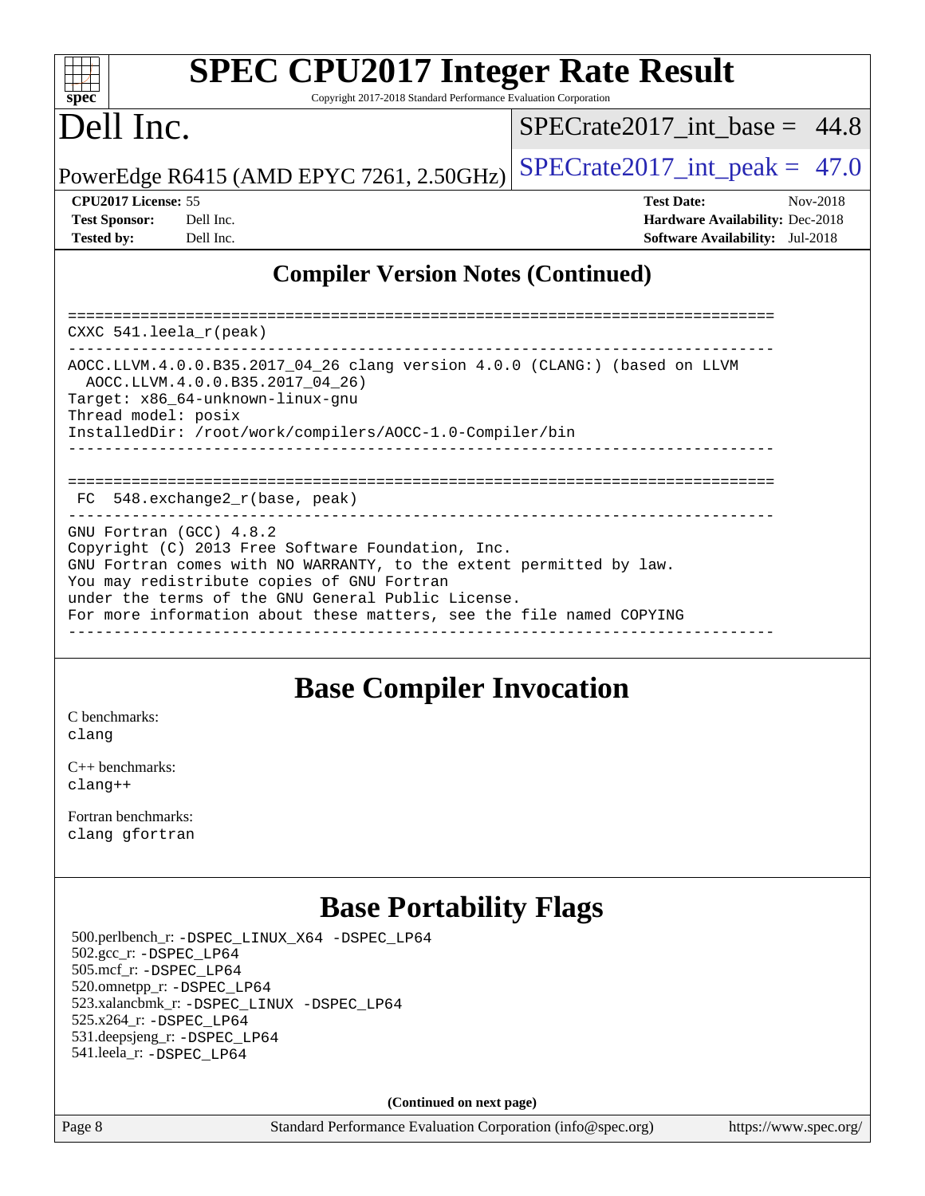# SPEC CPU2017 Integer Rate Result

Copyright 2017-2018 Standard Performance Evaluation Corporation

# Dell Inc.

PowerEdge R6415 (AMD EPYC 7261, 2.50GHz)

SPECrate2017_int_base = 44.8

SPECrate2017_int_peak = 47.0

**CPU2017 License:** 55
**Test Sponsor:** Dell Inc.
**Tested by:** Dell Inc.

**Test Date:** Nov-2018
**Hardware Availability:** Dec-2018
**Software Availability:** Jul-2018

## Compiler Version Notes (Continued)

```
==============================================================================
CXXC 541.leela_r(peak)
------------------------------------------------------------------------------
AOCC.LLVM.4.0.0.B35.2017_04_26 clang version 4.0.0 (CLANG:) (based on LLVM
  AOCC.LLVM.4.0.0.B35.2017_04_26)
Target: x86_64-unknown-linux-gnu
Thread model: posix
InstalledDir: /root/work/compilers/AOCC-1.0-Compiler/bin
------------------------------------------------------------------------------

==============================================================================
 FC  548.exchange2_r(base, peak)
------------------------------------------------------------------------------
GNU Fortran (GCC) 4.8.2
Copyright (C) 2013 Free Software Foundation, Inc.
GNU Fortran comes with NO WARRANTY, to the extent permitted by law.
You may redistribute copies of GNU Fortran
under the terms of the GNU General Public License.
For more information about these matters, see the file named COPYING
------------------------------------------------------------------------------
```

## Base Compiler Invocation

C benchmarks:
clang

C++ benchmarks:
clang++

Fortran benchmarks:
clang gfortran

## Base Portability Flags

500.perlbench_r: -DSPEC_LINUX_X64 -DSPEC_LP64
502.gcc_r: -DSPEC_LP64
505.mcf_r: -DSPEC_LP64
520.omnetpp_r: -DSPEC_LP64
523.xalancbmk_r: -DSPEC_LINUX -DSPEC_LP64
525.x264_r: -DSPEC_LP64
531.deepsjeng_r: -DSPEC_LP64
541.leela_r: -DSPEC_LP64

**(Continued on next page)**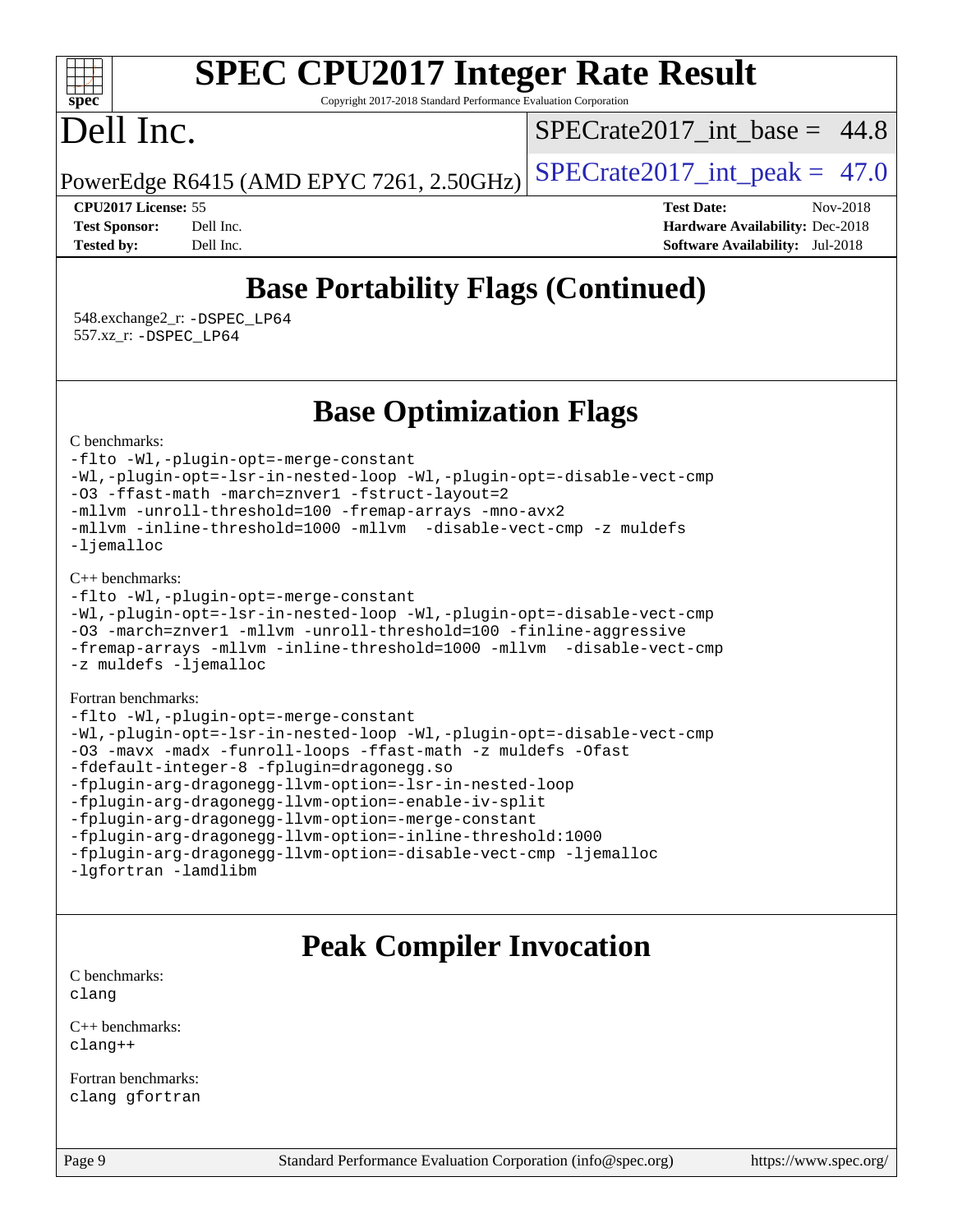## Base Portability Flags (Continued)

548.exchange2_r: -DSPEC_LP64
557.xz_r: -DSPEC_LP64

## Base Optimization Flags

C benchmarks:

```
-flto -Wl,-plugin-opt=-merge-constant
-Wl,-plugin-opt=-lsr-in-nested-loop -Wl,-plugin-opt=-disable-vect-cmp
-O3 -ffast-math -march=znver1 -fstruct-layout=2
-mllvm -unroll-threshold=100 -fremap-arrays -mno-avx2
-mllvm -inline-threshold=1000 -mllvm  -disable-vect-cmp -z muldefs
-ljemalloc
```

C++ benchmarks:

```
-flto -Wl,-plugin-opt=-merge-constant
-Wl,-plugin-opt=-lsr-in-nested-loop -Wl,-plugin-opt=-disable-vect-cmp
-O3 -march=znver1 -mllvm -unroll-threshold=100 -finline-aggressive
-fremap-arrays -mllvm -inline-threshold=1000 -mllvm  -disable-vect-cmp
-z muldefs -ljemalloc
```

Fortran benchmarks:

```
-flto -Wl,-plugin-opt=-merge-constant
-Wl,-plugin-opt=-lsr-in-nested-loop -Wl,-plugin-opt=-disable-vect-cmp
-O3 -mavx -madx -funroll-loops -ffast-math -z muldefs -Ofast
-fdefault-integer-8 -fplugin=dragonegg.so
-fplugin-arg-dragonegg-llvm-option=-lsr-in-nested-loop
-fplugin-arg-dragonegg-llvm-option=-enable-iv-split
-fplugin-arg-dragonegg-llvm-option=-merge-constant
-fplugin-arg-dragonegg-llvm-option=-inline-threshold:1000
-fplugin-arg-dragonegg-llvm-option=-disable-vect-cmp -ljemalloc
-lgfortran -lamdlibm
```

## Peak Compiler Invocation

C benchmarks:
clang

C++ benchmarks:
clang++

Fortran benchmarks:
clang gfortran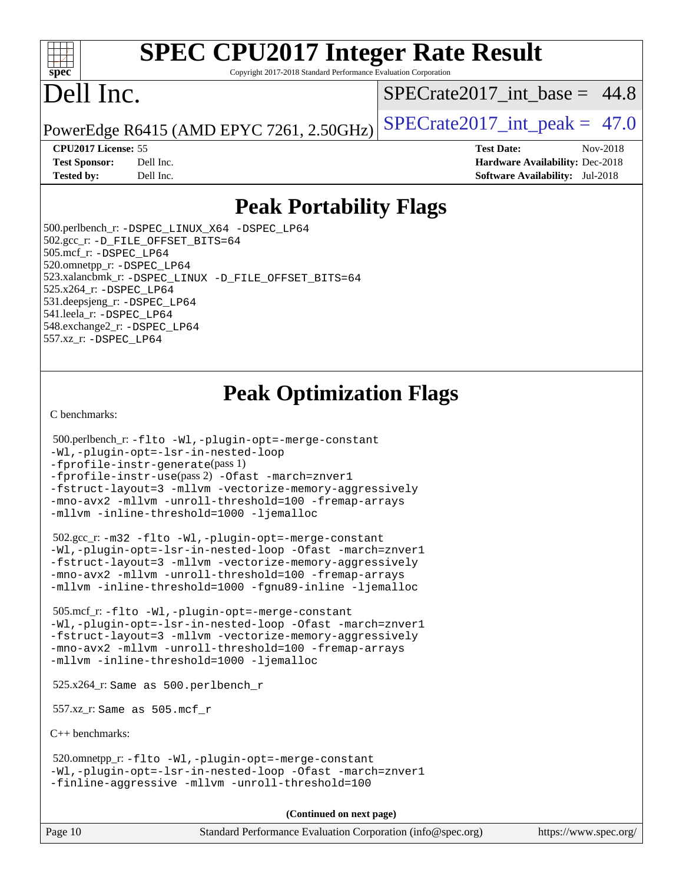# Peak Portability Flags

500.perlbench_r: -DSPEC_LINUX_X64 -DSPEC_LP64
502.gcc_r: -D_FILE_OFFSET_BITS=64
505.mcf_r: -DSPEC_LP64
520.omnetpp_r: -DSPEC_LP64
523.xalancbmk_r: -DSPEC_LINUX -D_FILE_OFFSET_BITS=64
525.x264_r: -DSPEC_LP64
531.deepsjeng_r: -DSPEC_LP64
541.leela_r: -DSPEC_LP64
548.exchange2_r: -DSPEC_LP64
557.xz_r: -DSPEC_LP64

# Peak Optimization Flags

C benchmarks:

500.perlbench_r: -flto -Wl,-plugin-opt=-merge-constant -Wl,-plugin-opt=-lsr-in-nested-loop -fprofile-instr-generate(pass 1) -fprofile-instr-use(pass 2) -Ofast -march=znver1 -fstruct-layout=3 -mllvm -vectorize-memory-aggressively -mno-avx2 -mllvm -unroll-threshold=100 -fremap-arrays -mllvm -inline-threshold=1000 -ljemalloc

502.gcc_r: -m32 -flto -Wl,-plugin-opt=-merge-constant -Wl,-plugin-opt=-lsr-in-nested-loop -Ofast -march=znver1 -fstruct-layout=3 -mllvm -vectorize-memory-aggressively -mno-avx2 -mllvm -unroll-threshold=100 -fremap-arrays -mllvm -inline-threshold=1000 -fgnu89-inline -ljemalloc

505.mcf_r: -flto -Wl,-plugin-opt=-merge-constant -Wl,-plugin-opt=-lsr-in-nested-loop -Ofast -march=znver1 -fstruct-layout=3 -mllvm -vectorize-memory-aggressively -mno-avx2 -mllvm -unroll-threshold=100 -fremap-arrays -mllvm -inline-threshold=1000 -ljemalloc

525.x264_r: Same as 500.perlbench_r

557.xz_r: Same as 505.mcf_r

C++ benchmarks:

520.omnetpp_r: -flto -Wl,-plugin-opt=-merge-constant -Wl,-plugin-opt=-lsr-in-nested-loop -Ofast -march=znver1 -finline-aggressive -mllvm -unroll-threshold=100

(Continued on next page)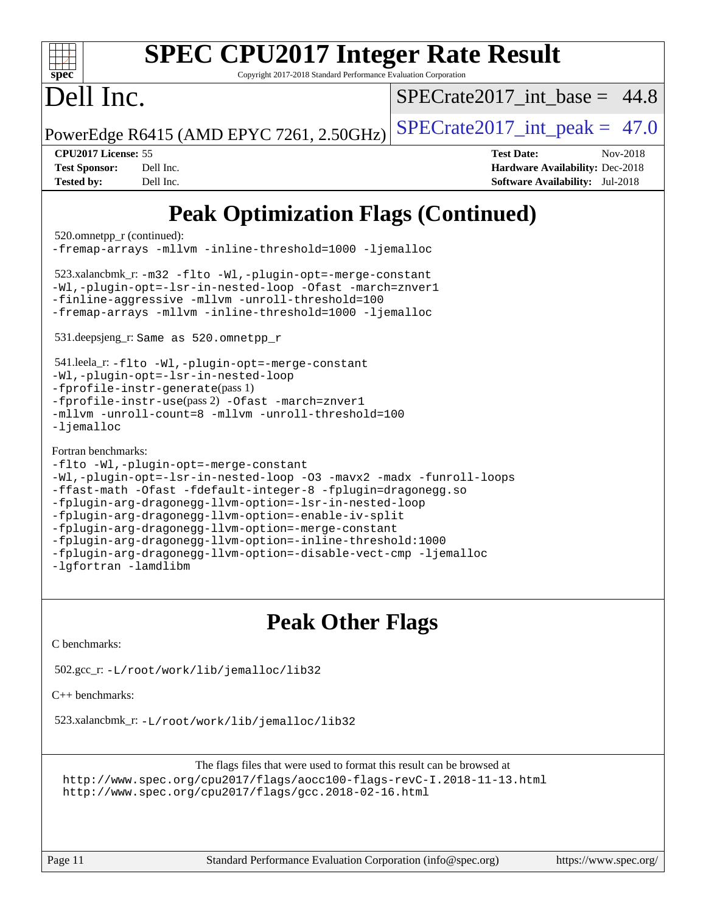# Peak Optimization Flags (Continued)

520.omnetpp_r (continued):
-fremap-arrays -mllvm -inline-threshold=1000 -ljemalloc

523.xalancbmk_r: -m32 -flto -Wl,-plugin-opt=-merge-constant
-Wl,-plugin-opt=-lsr-in-nested-loop -Ofast -march=znver1
-finline-aggressive -mllvm -unroll-threshold=100
-fremap-arrays -mllvm -inline-threshold=1000 -ljemalloc

531.deepsjeng_r: Same as 520.omnetpp_r

541.leela_r: -flto -Wl,-plugin-opt=-merge-constant
-Wl,-plugin-opt=-lsr-in-nested-loop
-fprofile-instr-generate(pass 1)
-fprofile-instr-use(pass 2) -Ofast -march=znver1
-mllvm -unroll-count=8 -mllvm -unroll-threshold=100
-ljemalloc

Fortran benchmarks:
-flto -Wl,-plugin-opt=-merge-constant
-Wl,-plugin-opt=-lsr-in-nested-loop -O3 -mavx2 -madx -funroll-loops
-ffast-math -Ofast -fdefault-integer-8 -fplugin=dragonegg.so
-fplugin-arg-dragonegg-llvm-option=-lsr-in-nested-loop
-fplugin-arg-dragonegg-llvm-option=-enable-iv-split
-fplugin-arg-dragonegg-llvm-option=-merge-constant
-fplugin-arg-dragonegg-llvm-option=-inline-threshold:1000
-fplugin-arg-dragonegg-llvm-option=-disable-vect-cmp -ljemalloc
-lgfortran -lamdlibm

# Peak Other Flags

C benchmarks:

502.gcc_r: -L/root/work/lib/jemalloc/lib32

C++ benchmarks:

523.xalancbmk_r: -L/root/work/lib/jemalloc/lib32

The flags files that were used to format this result can be browsed at
http://www.spec.org/cpu2017/flags/aocc100-flags-revC-I.2018-11-13.html
http://www.spec.org/cpu2017/flags/gcc.2018-02-16.html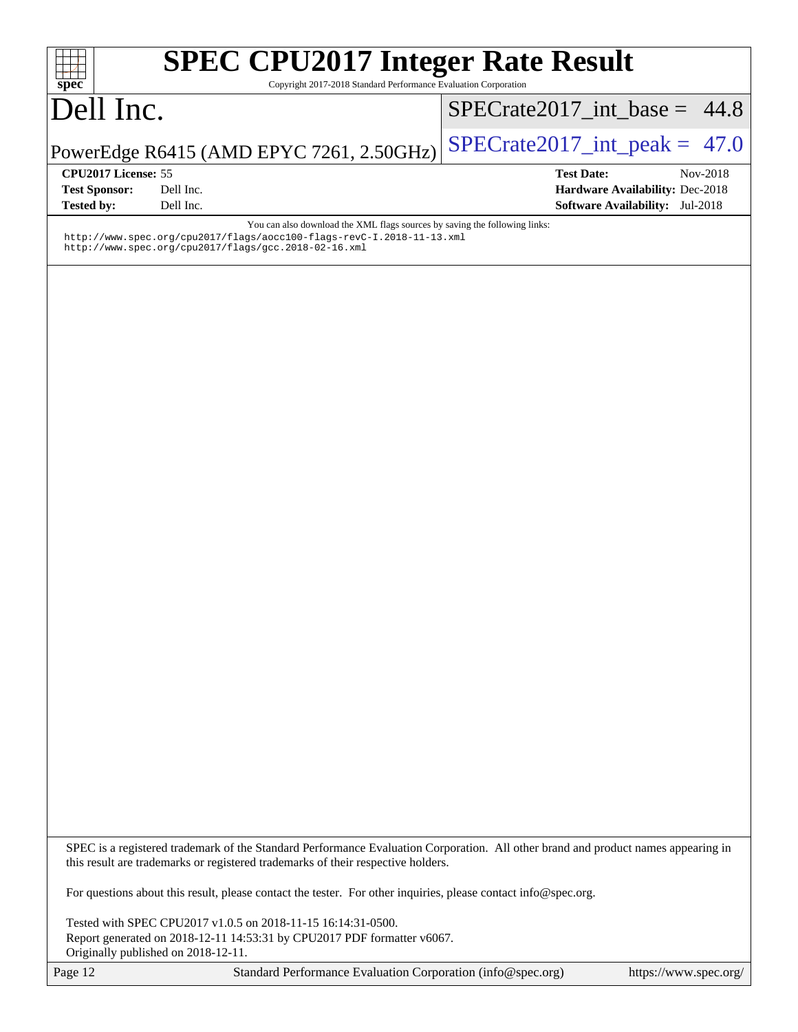You can also download the XML flags sources by saving the following links:

http://www.spec.org/cpu2017/flags/aocc100-flags-revC-I.2018-11-13.xml
http://www.spec.org/cpu2017/flags/gcc.2018-02-16.xml

SPEC is a registered trademark of the Standard Performance Evaluation Corporation. All other brand and product names appearing in this result are trademarks or registered trademarks of their respective holders.

For questions about this result, please contact the tester. For other inquiries, please contact info@spec.org.

Tested with SPEC CPU2017 v1.0.5 on 2018-11-15 16:14:31-0500.
Report generated on 2018-12-11 14:53:31 by CPU2017 PDF formatter v6067.
Originally published on 2018-12-11.